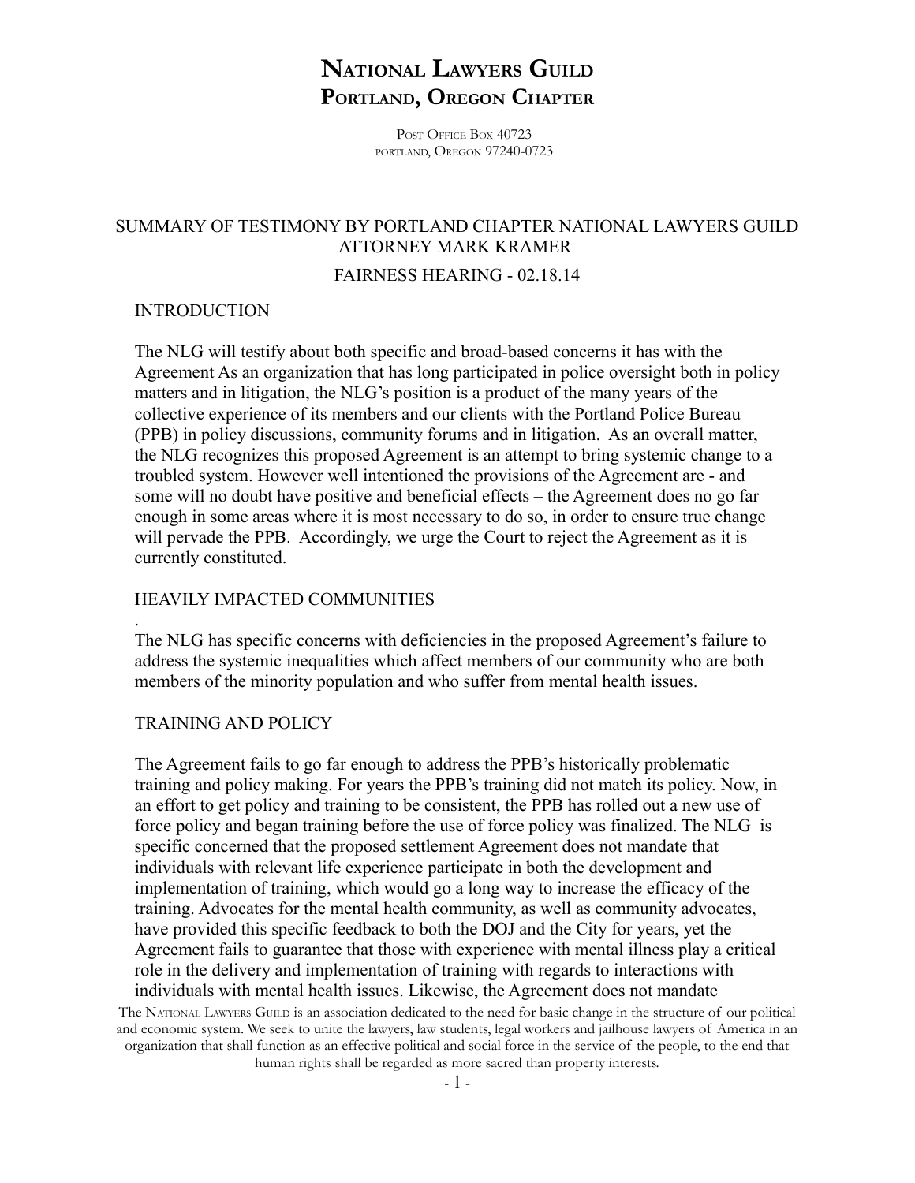# National Lawyers Guild
# Portland, Oregon Chapter

Post Office Box 40723
portland, Oregon 97240-0723

## SUMMARY OF TESTIMONY BY PORTLAND CHAPTER NATIONAL LAWYERS GUILD ATTORNEY MARK KRAMER

### FAIRNESS HEARING - 02.18.14

### INTRODUCTION

The NLG will testify about both specific and broad-based concerns it has with the Agreement As an organization that has long participated in police oversight both in policy matters and in litigation, the NLG's position is a product of the many years of the collective experience of its members and our clients with the Portland Police Bureau (PPB) in policy discussions, community forums and in litigation. As an overall matter, the NLG recognizes this proposed Agreement is an attempt to bring systemic change to a troubled system. However well intentioned the provisions of the Agreement are - and some will no doubt have positive and beneficial effects – the Agreement does no go far enough in some areas where it is most necessary to do so, in order to ensure true change will pervade the PPB. Accordingly, we urge the Court to reject the Agreement as it is currently constituted.

### HEAVILY IMPACTED COMMUNITIES

.
The NLG has specific concerns with deficiencies in the proposed Agreement's failure to address the systemic inequalities which affect members of our community who are both members of the minority population and who suffer from mental health issues.

### TRAINING AND POLICY

The Agreement fails to go far enough to address the PPB's historically problematic training and policy making. For years the PPB's training did not match its policy. Now, in an effort to get policy and training to be consistent, the PPB has rolled out a new use of force policy and began training before the use of force policy was finalized. The NLG is specific concerned that the proposed settlement Agreement does not mandate that individuals with relevant life experience participate in both the development and implementation of training, which would go a long way to increase the efficacy of the training. Advocates for the mental health community, as well as community advocates, have provided this specific feedback to both the DOJ and the City for years, yet the Agreement fails to guarantee that those with experience with mental illness play a critical role in the delivery and implementation of training with regards to interactions with individuals with mental health issues. Likewise, the Agreement does not mandate

The National Lawyers Guild is an association dedicated to the need for basic change in the structure of our political and economic system. We seek to unite the lawyers, law students, legal workers and jailhouse lawyers of America in an organization that shall function as an effective political and social force in the service of the people, to the end that human rights shall be regarded as more sacred than property interests.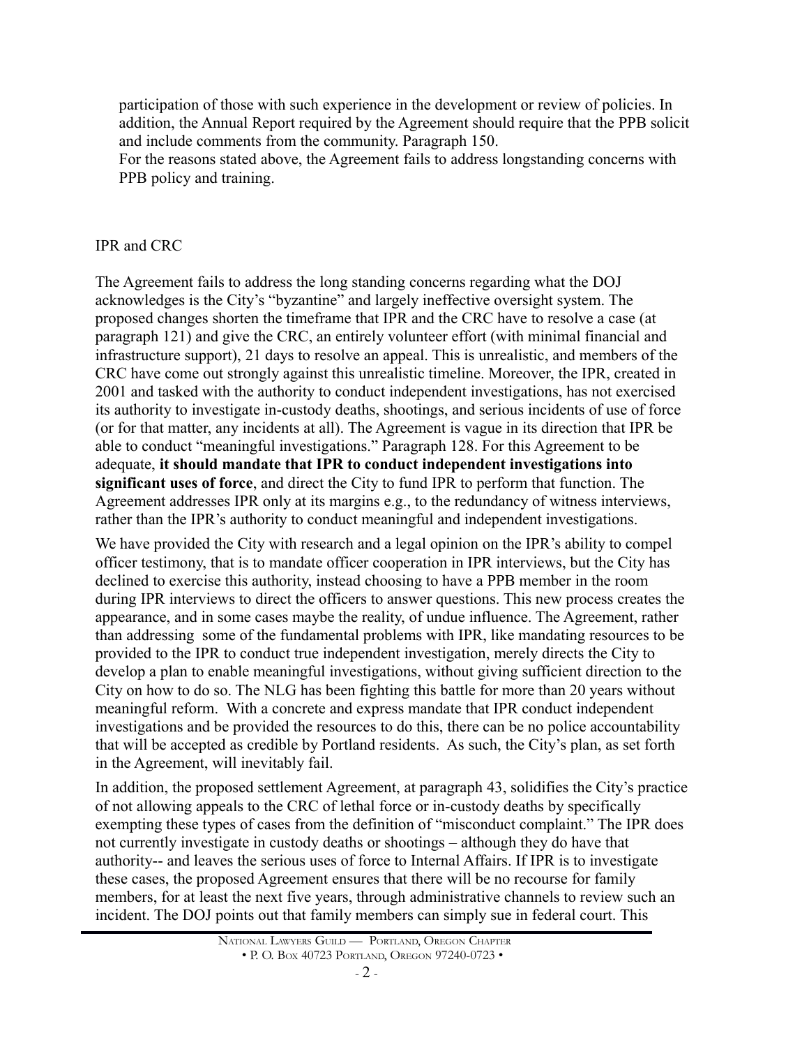participation of those with such experience in the development or review of policies. In addition, the Annual Report required by the Agreement should require that the PPB solicit and include comments from the community. Paragraph 150.

For the reasons stated above, the Agreement fails to address longstanding concerns with PPB policy and training.

IPR and CRC

The Agreement fails to address the long standing concerns regarding what the DOJ acknowledges is the City's "byzantine" and largely ineffective oversight system. The proposed changes shorten the timeframe that IPR and the CRC have to resolve a case (at paragraph 121) and give the CRC, an entirely volunteer effort (with minimal financial and infrastructure support), 21 days to resolve an appeal. This is unrealistic, and members of the CRC have come out strongly against this unrealistic timeline. Moreover, the IPR, created in 2001 and tasked with the authority to conduct independent investigations, has not exercised its authority to investigate in-custody deaths, shootings, and serious incidents of use of force (or for that matter, any incidents at all). The Agreement is vague in its direction that IPR be able to conduct "meaningful investigations." Paragraph 128. For this Agreement to be adequate, **it should mandate that IPR to conduct independent investigations into significant uses of force**, and direct the City to fund IPR to perform that function. The Agreement addresses IPR only at its margins e.g., to the redundancy of witness interviews, rather than the IPR's authority to conduct meaningful and independent investigations.

We have provided the City with research and a legal opinion on the IPR's ability to compel officer testimony, that is to mandate officer cooperation in IPR interviews, but the City has declined to exercise this authority, instead choosing to have a PPB member in the room during IPR interviews to direct the officers to answer questions. This new process creates the appearance, and in some cases maybe the reality, of undue influence. The Agreement, rather than addressing some of the fundamental problems with IPR, like mandating resources to be provided to the IPR to conduct true independent investigation, merely directs the City to develop a plan to enable meaningful investigations, without giving sufficient direction to the City on how to do so. The NLG has been fighting this battle for more than 20 years without meaningful reform. With a concrete and express mandate that IPR conduct independent investigations and be provided the resources to do this, there can be no police accountability that will be accepted as credible by Portland residents. As such, the City's plan, as set forth in the Agreement, will inevitably fail.

In addition, the proposed settlement Agreement, at paragraph 43, solidifies the City's practice of not allowing appeals to the CRC of lethal force or in-custody deaths by specifically exempting these types of cases from the definition of "misconduct complaint." The IPR does not currently investigate in custody deaths or shootings – although they do have that authority-- and leaves the serious uses of force to Internal Affairs. If IPR is to investigate these cases, the proposed Agreement ensures that there will be no recourse for family members, for at least the next five years, through administrative channels to review such an incident. The DOJ points out that family members can simply sue in federal court. This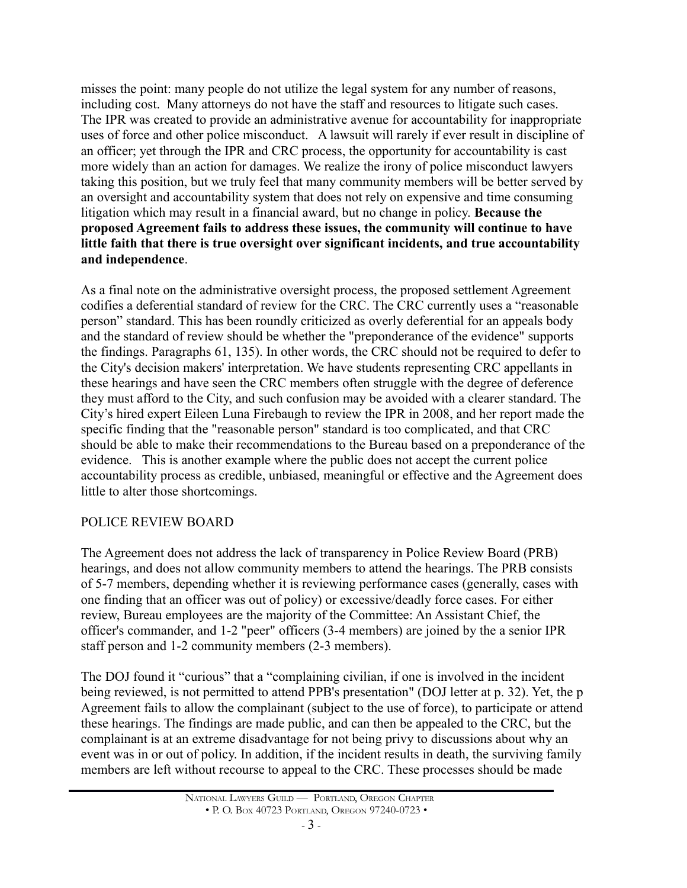misses the point: many people do not utilize the legal system for any number of reasons, including cost. Many attorneys do not have the staff and resources to litigate such cases. The IPR was created to provide an administrative avenue for accountability for inappropriate uses of force and other police misconduct. A lawsuit will rarely if ever result in discipline of an officer; yet through the IPR and CRC process, the opportunity for accountability is cast more widely than an action for damages. We realize the irony of police misconduct lawyers taking this position, but we truly feel that many community members will be better served by an oversight and accountability system that does not rely on expensive and time consuming litigation which may result in a financial award, but no change in policy. **Because the proposed Agreement fails to address these issues, the community will continue to have little faith that there is true oversight over significant incidents, and true accountability and independence**.

As a final note on the administrative oversight process, the proposed settlement Agreement codifies a deferential standard of review for the CRC. The CRC currently uses a "reasonable person" standard. This has been roundly criticized as overly deferential for an appeals body and the standard of review should be whether the "preponderance of the evidence" supports the findings. Paragraphs 61, 135). In other words, the CRC should not be required to defer to the City's decision makers' interpretation. We have students representing CRC appellants in these hearings and have seen the CRC members often struggle with the degree of deference they must afford to the City, and such confusion may be avoided with a clearer standard. The City's hired expert Eileen Luna Firebaugh to review the IPR in 2008, and her report made the specific finding that the "reasonable person" standard is too complicated, and that CRC should be able to make their recommendations to the Bureau based on a preponderance of the evidence. This is another example where the public does not accept the current police accountability process as credible, unbiased, meaningful or effective and the Agreement does little to alter those shortcomings.

## POLICE REVIEW BOARD

The Agreement does not address the lack of transparency in Police Review Board (PRB) hearings, and does not allow community members to attend the hearings. The PRB consists of 5-7 members, depending whether it is reviewing performance cases (generally, cases with one finding that an officer was out of policy) or excessive/deadly force cases. For either review, Bureau employees are the majority of the Committee: An Assistant Chief, the officer's commander, and 1-2 "peer" officers (3-4 members) are joined by the a senior IPR staff person and 1-2 community members (2-3 members).

The DOJ found it "curious" that a "complaining civilian, if one is involved in the incident being reviewed, is not permitted to attend PPB's presentation" (DOJ letter at p. 32). Yet, the p Agreement fails to allow the complainant (subject to the use of force), to participate or attend these hearings. The findings are made public, and can then be appealed to the CRC, but the complainant is at an extreme disadvantage for not being privy to discussions about why an event was in or out of policy. In addition, if the incident results in death, the surviving family members are left without recourse to appeal to the CRC. These processes should be made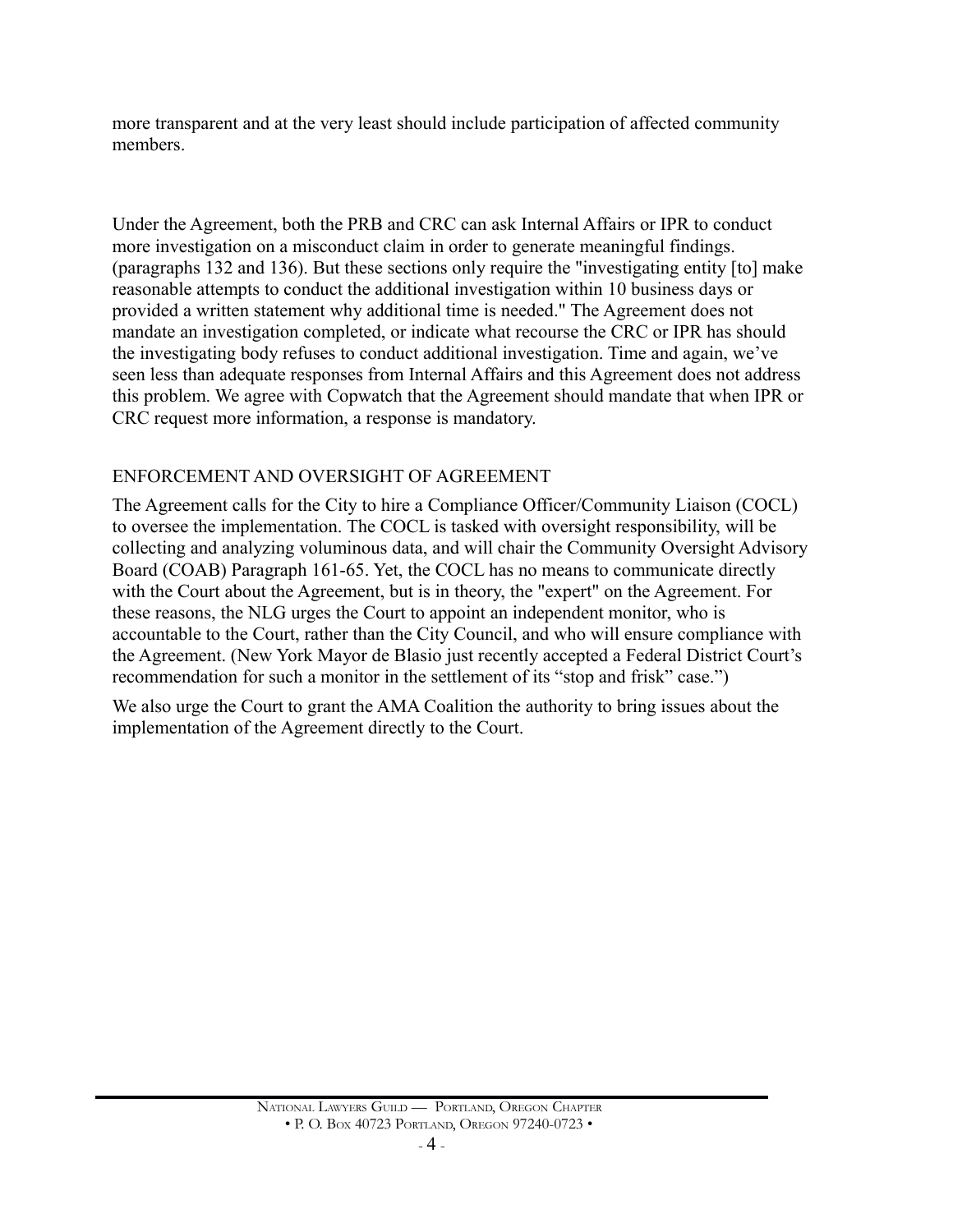more transparent and at the very least should include participation of affected community members.

Under the Agreement, both the PRB and CRC can ask Internal Affairs or IPR to conduct more investigation on a misconduct claim in order to generate meaningful findings. (paragraphs 132 and 136). But these sections only require the "investigating entity [to] make reasonable attempts to conduct the additional investigation within 10 business days or provided a written statement why additional time is needed." The Agreement does not mandate an investigation completed, or indicate what recourse the CRC or IPR has should the investigating body refuses to conduct additional investigation. Time and again, we've seen less than adequate responses from Internal Affairs and this Agreement does not address this problem. We agree with Copwatch that the Agreement should mandate that when IPR or CRC request more information, a response is mandatory.

## ENFORCEMENT AND OVERSIGHT OF AGREEMENT

The Agreement calls for the City to hire a Compliance Officer/Community Liaison (COCL) to oversee the implementation. The COCL is tasked with oversight responsibility, will be collecting and analyzing voluminous data, and will chair the Community Oversight Advisory Board (COAB) Paragraph 161-65. Yet, the COCL has no means to communicate directly with the Court about the Agreement, but is in theory, the "expert" on the Agreement. For these reasons, the NLG urges the Court to appoint an independent monitor, who is accountable to the Court, rather than the City Council, and who will ensure compliance with the Agreement. (New York Mayor de Blasio just recently accepted a Federal District Court's recommendation for such a monitor in the settlement of its "stop and frisk" case.")

We also urge the Court to grant the AMA Coalition the authority to bring issues about the implementation of the Agreement directly to the Court.